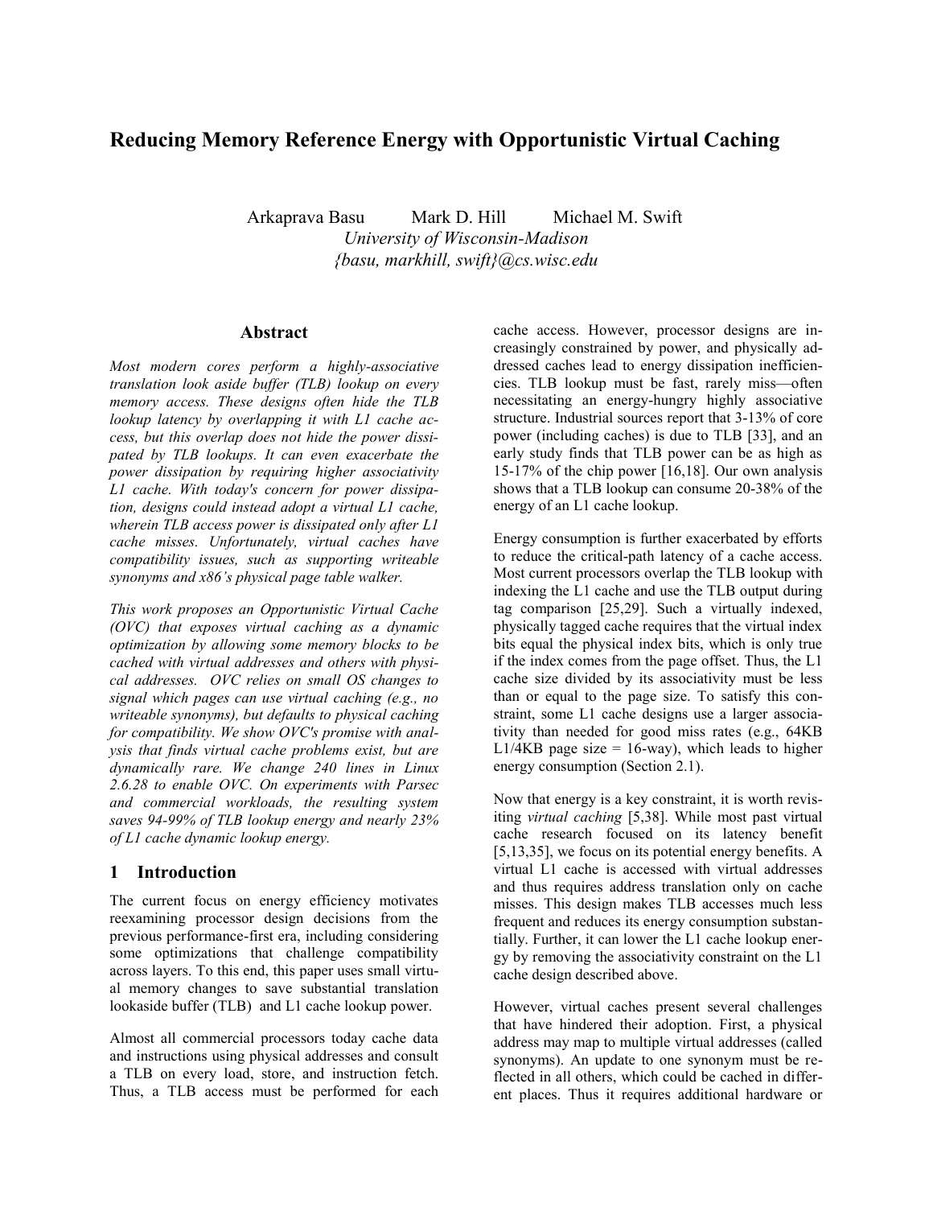# Reducing Memory Reference Energy with Opportunistic Virtual Caching

Arkaprava Basu Mark D. Hill Michael M. Swift

*University of Wisconsin-Madison*

*{basu, markhill, swift}@cs.wisc.edu*

## Abstract

*Most modern cores perform a highly-associative translation look aside buffer (TLB) lookup on every memory access. These designs often hide the TLB lookup latency by overlapping it with L1 cache access, but this overlap does not hide the power dissipated by TLB lookups. It can even exacerbate the power dissipation by requiring higher associativity L1 cache. With today's concern for power dissipation, designs could instead adopt a virtual L1 cache, wherein TLB access power is dissipated only after L1 cache misses. Unfortunately, virtual caches have compatibility issues, such as supporting writeable synonyms and x86's physical page table walker.*

*This work proposes an Opportunistic Virtual Cache (OVC) that exposes virtual caching as a dynamic optimization by allowing some memory blocks to be cached with virtual addresses and others with physical addresses. OVC relies on small OS changes to signal which pages can use virtual caching (e.g., no writeable synonyms), but defaults to physical caching for compatibility. We show OVC's promise with analysis that finds virtual cache problems exist, but are dynamically rare. We change 240 lines in Linux 2.6.28 to enable OVC. On experiments with Parsec and commercial workloads, the resulting system saves 94-99% of TLB lookup energy and nearly 23% of L1 cache dynamic lookup energy.*

## 1 Introduction

The current focus on energy efficiency motivates reexamining processor design decisions from the previous performance-first era, including considering some optimizations that challenge compatibility across layers. To this end, this paper uses small virtual memory changes to save substantial translation lookaside buffer (TLB) and L1 cache lookup power.

Almost all commercial processors today cache data and instructions using physical addresses and consult a TLB on every load, store, and instruction fetch. Thus, a TLB access must be performed for each cache access. However, processor designs are increasingly constrained by power, and physically addressed caches lead to energy dissipation inefficiencies. TLB lookup must be fast, rarely miss—often necessitating an energy-hungry highly associative structure. Industrial sources report that 3-13% of core power (including caches) is due to TLB [33], and an early study finds that TLB power can be as high as 15-17% of the chip power [16,18]. Our own analysis shows that a TLB lookup can consume 20-38% of the energy of an L1 cache lookup.

Energy consumption is further exacerbated by efforts to reduce the critical-path latency of a cache access. Most current processors overlap the TLB lookup with indexing the L1 cache and use the TLB output during tag comparison [25,29]. Such a virtually indexed, physically tagged cache requires that the virtual index bits equal the physical index bits, which is only true if the index comes from the page offset. Thus, the L1 cache size divided by its associativity must be less than or equal to the page size. To satisfy this constraint, some L1 cache designs use a larger associativity than needed for good miss rates (e.g., 64KB L1/4KB page size = 16-way), which leads to higher energy consumption (Section 2.1).

Now that energy is a key constraint, it is worth revisiting *virtual caching* [5,38]. While most past virtual cache research focused on its latency benefit [5,13,35], we focus on its potential energy benefits. A virtual L1 cache is accessed with virtual addresses and thus requires address translation only on cache misses. This design makes TLB accesses much less frequent and reduces its energy consumption substantially. Further, it can lower the L1 cache lookup energy by removing the associativity constraint on the L1 cache design described above.

However, virtual caches present several challenges that have hindered their adoption. First, a physical address may map to multiple virtual addresses (called synonyms). An update to one synonym must be reflected in all others, which could be cached in different places. Thus it requires additional hardware or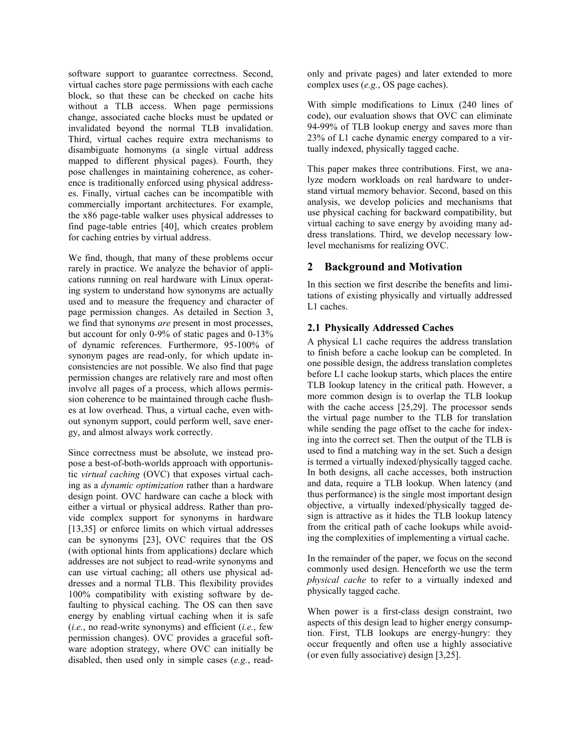software support to guarantee correctness. Second, virtual caches store page permissions with each cache block, so that these can be checked on cache hits without a TLB access. When page permissions change, associated cache blocks must be updated or invalidated beyond the normal TLB invalidation. Third, virtual caches require extra mechanisms to disambiguate homonyms (a single virtual address mapped to different physical pages). Fourth, they pose challenges in maintaining coherence, as coherence is traditionally enforced using physical addresses. Finally, virtual caches can be incompatible with commercially important architectures. For example, the x86 page-table walker uses physical addresses to find page-table entries [40], which creates problem for caching entries by virtual address.

We find, though, that many of these problems occur rarely in practice. We analyze the behavior of applications running on real hardware with Linux operating system to understand how synonyms are actually used and to measure the frequency and character of page permission changes. As detailed in Section 3, we find that synonyms *are* present in most processes, but account for only 0-9% of static pages and 0-13% of dynamic references. Furthermore, 95-100% of synonym pages are read-only, for which update inconsistencies are not possible. We also find that page permission changes are relatively rare and most often involve all pages of a process, which allows permission coherence to be maintained through cache flushes at low overhead. Thus, a virtual cache, even without synonym support, could perform well, save energy, and almost always work correctly.

Since correctness must be absolute, we instead propose a best-of-both-worlds approach with opportunistic *virtual caching* (OVC) that exposes virtual caching as a *dynamic optimization* rather than a hardware design point. OVC hardware can cache a block with either a virtual or physical address. Rather than provide complex support for synonyms in hardware [13,35] or enforce limits on which virtual addresses can be synonyms [23], OVC requires that the OS (with optional hints from applications) declare which addresses are not subject to read-write synonyms and can use virtual caching; all others use physical addresses and a normal TLB. This flexibility provides 100% compatibility with existing software by defaulting to physical caching. The OS can then save energy by enabling virtual caching when it is safe (*i.e.*, no read-write synonyms) and efficient (*i.e.*, few permission changes). OVC provides a graceful software adoption strategy, where OVC can initially be disabled, then used only in simple cases (*e.g.*, read-only and private pages) and later extended to more complex uses (*e.g.*, OS page caches).

With simple modifications to Linux (240 lines of code), our evaluation shows that OVC can eliminate 94-99% of TLB lookup energy and saves more than 23% of L1 cache dynamic energy compared to a virtually indexed, physically tagged cache.

This paper makes three contributions. First, we analyze modern workloads on real hardware to understand virtual memory behavior. Second, based on this analysis, we develop policies and mechanisms that use physical caching for backward compatibility, but virtual caching to save energy by avoiding many address translations. Third, we develop necessary low-level mechanisms for realizing OVC.

## 2 Background and Motivation

In this section we first describe the benefits and limitations of existing physically and virtually addressed L1 caches.

### 2.1 Physically Addressed Caches

A physical L1 cache requires the address translation to finish before a cache lookup can be completed. In one possible design, the address translation completes before L1 cache lookup starts, which places the entire TLB lookup latency in the critical path. However, a more common design is to overlap the TLB lookup with the cache access [25,29]. The processor sends the virtual page number to the TLB for translation while sending the page offset to the cache for indexing into the correct set. Then the output of the TLB is used to find a matching way in the set. Such a design is termed a virtually indexed/physically tagged cache. In both designs, all cache accesses, both instruction and data, require a TLB lookup. When latency (and thus performance) is the single most important design objective, a virtually indexed/physically tagged design is attractive as it hides the TLB lookup latency from the critical path of cache lookups while avoiding the complexities of implementing a virtual cache.

In the remainder of the paper, we focus on the second commonly used design. Henceforth we use the term *physical cache* to refer to a virtually indexed and physically tagged cache.

When power is a first-class design constraint, two aspects of this design lead to higher energy consumption. First, TLB lookups are energy-hungry: they occur frequently and often use a highly associative (or even fully associative) design [3,25].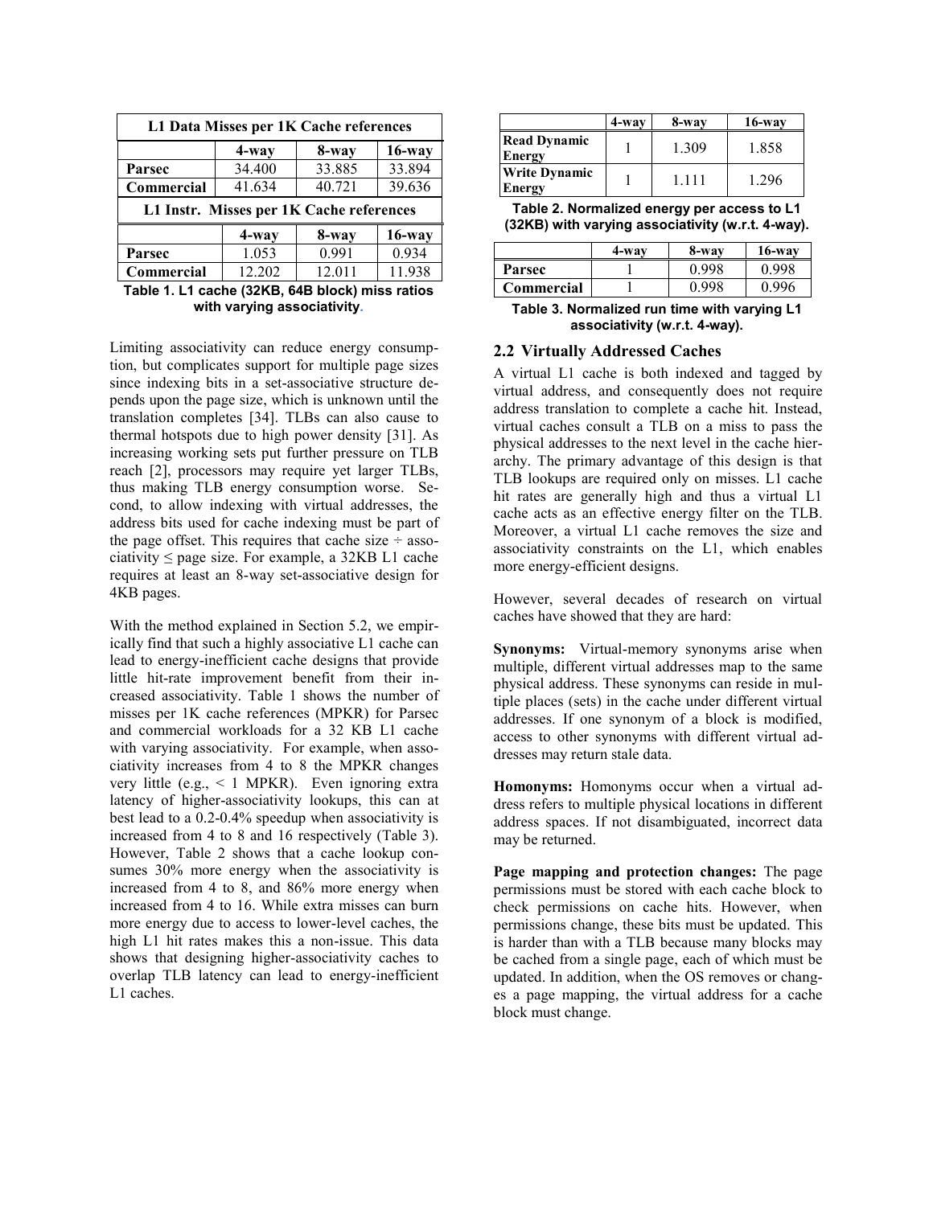| L1 Data Misses per 1K Cache references | | | |
|---|---|---|---|
| | 4-way | 8-way | 16-way |
| Parsec | 34.400 | 33.885 | 33.894 |
| Commercial | 41.634 | 40.721 | 39.636 |
| **L1 Instr. Misses per 1K Cache references** | | | |
| | 4-way | 8-way | 16-way |
| Parsec | 1.053 | 0.991 | 0.934 |
| Commercial | 12.202 | 12.011 | 11.938 |

**Table 1. L1 cache (32KB, 64B block) miss ratios with varying associativity.**

Limiting associativity can reduce energy consumption, but complicates support for multiple page sizes since indexing bits in a set-associative structure depends upon the page size, which is unknown until the translation completes [34]. TLBs can also cause to thermal hotspots due to high power density [31]. As increasing working sets put further pressure on TLB reach [2], processors may require yet larger TLBs, thus making TLB energy consumption worse. Second, to allow indexing with virtual addresses, the address bits used for cache indexing must be part of the page offset. This requires that cache size ÷ associativity ≤ page size. For example, a 32KB L1 cache requires at least an 8-way set-associative design for 4KB pages.

With the method explained in Section 5.2, we empirically find that such a highly associative L1 cache can lead to energy-inefficient cache designs that provide little hit-rate improvement benefit from their increased associativity. Table 1 shows the number of misses per 1K cache references (MPKR) for Parsec and commercial workloads for a 32 KB L1 cache with varying associativity. For example, when associativity increases from 4 to 8 the MPKR changes very little (e.g., < 1 MPKR). Even ignoring extra latency of higher-associativity lookups, this can at best lead to a 0.2-0.4% speedup when associativity is increased from 4 to 8 and 16 respectively (Table 3). However, Table 2 shows that a cache lookup consumes 30% more energy when the associativity is increased from 4 to 8, and 86% more energy when increased from 4 to 16. While extra misses can burn more energy due to access to lower-level caches, the high L1 hit rates makes this a non-issue. This data shows that designing higher-associativity caches to overlap TLB latency can lead to energy-inefficient L1 caches.

| | 4-way | 8-way | 16-way |
|---|---|---|---|
| Read Dynamic Energy | 1 | 1.309 | 1.858 |
| Write Dynamic Energy | 1 | 1.111 | 1.296 |

**Table 2. Normalized energy per access to L1 (32KB) with varying associativity (w.r.t. 4-way).**

| | 4-way | 8-way | 16-way |
|---|---|---|---|
| Parsec | 1 | 0.998 | 0.998 |
| Commercial | 1 | 0.998 | 0.996 |

**Table 3. Normalized run time with varying L1 associativity (w.r.t. 4-way).**

## 2.2 Virtually Addressed Caches

A virtual L1 cache is both indexed and tagged by virtual address, and consequently does not require address translation to complete a cache hit. Instead, virtual caches consult a TLB on a miss to pass the physical addresses to the next level in the cache hierarchy. The primary advantage of this design is that TLB lookups are required only on misses. L1 cache hit rates are generally high and thus a virtual L1 cache acts as an effective energy filter on the TLB. Moreover, a virtual L1 cache removes the size and associativity constraints on the L1, which enables more energy-efficient designs.

However, several decades of research on virtual caches have showed that they are hard:

**Synonyms:** Virtual-memory synonyms arise when multiple, different virtual addresses map to the same physical address. These synonyms can reside in multiple places (sets) in the cache under different virtual addresses. If one synonym of a block is modified, access to other synonyms with different virtual addresses may return stale data.

**Homonyms:** Homonyms occur when a virtual address refers to multiple physical locations in different address spaces. If not disambiguated, incorrect data may be returned.

**Page mapping and protection changes:** The page permissions must be stored with each cache block to check permissions on cache hits. However, when permissions change, these bits must be updated. This is harder than with a TLB because many blocks may be cached from a single page, each of which must be updated. In addition, when the OS removes or changes a page mapping, the virtual address for a cache block must change.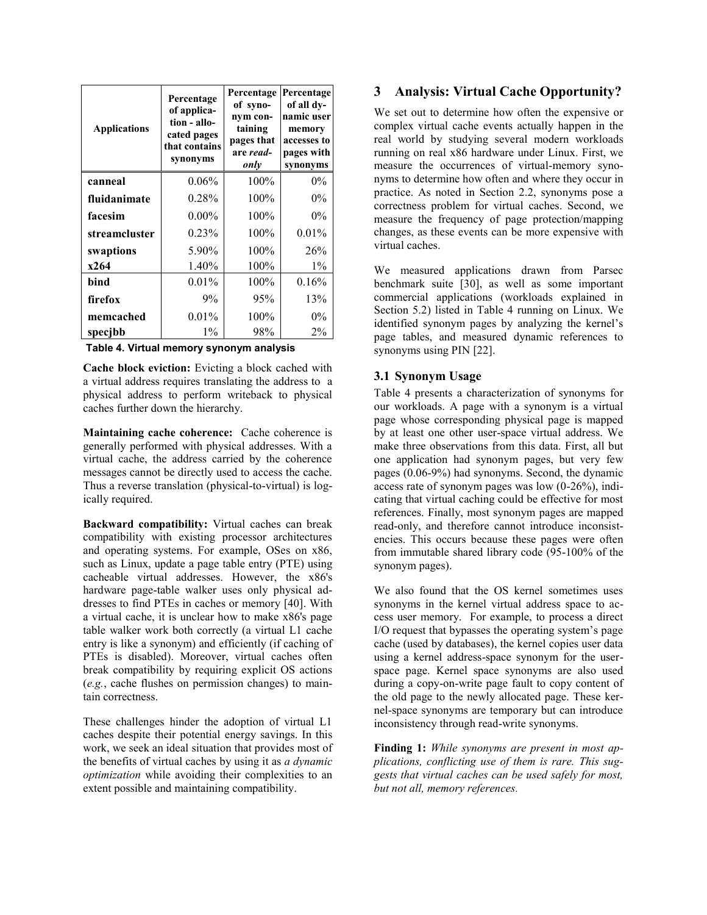| Applications | Percentage of application - allocated pages that contains synonyms | Percentage of synonym containing pages that are *read-only* | Percentage of all dynamic user memory accesses to pages with synonyms |
|---|---|---|---|
| **canneal** | 0.06% | 100% | 0% |
| **fluidanimate** | 0.28% | 100% | 0% |
| **facesim** | 0.00% | 100% | 0% |
| **streamcluster** | 0.23% | 100% | 0.01% |
| **swaptions** | 5.90% | 100% | 26% |
| **x264** | 1.40% | 100% | 1% |
| **bind** | 0.01% | 100% | 0.16% |
| **firefox** | 9% | 95% | 13% |
| **memcached** | 0.01% | 100% | 0% |
| **specjbb** | 1% | 98% | 2% |

**Table 4. Virtual memory synonym analysis**

**Cache block eviction:** Evicting a block cached with a virtual address requires translating the address to a physical address to perform writeback to physical caches further down the hierarchy.

**Maintaining cache coherence:** Cache coherence is generally performed with physical addresses. With a virtual cache, the address carried by the coherence messages cannot be directly used to access the cache. Thus a reverse translation (physical-to-virtual) is logically required.

**Backward compatibility:** Virtual caches can break compatibility with existing processor architectures and operating systems. For example, OSes on x86, such as Linux, update a page table entry (PTE) using cacheable virtual addresses. However, the x86's hardware page-table walker uses only physical addresses to find PTEs in caches or memory [40]. With a virtual cache, it is unclear how to make x86's page table walker work both correctly (a virtual L1 cache entry is like a synonym) and efficiently (if caching of PTEs is disabled). Moreover, virtual caches often break compatibility by requiring explicit OS actions (*e.g.*, cache flushes on permission changes) to maintain correctness.

These challenges hinder the adoption of virtual L1 caches despite their potential energy savings. In this work, we seek an ideal situation that provides most of the benefits of virtual caches by using it as *a dynamic optimization* while avoiding their complexities to an extent possible and maintaining compatibility.

# 3 Analysis: Virtual Cache Opportunity?

We set out to determine how often the expensive or complex virtual cache events actually happen in the real world by studying several modern workloads running on real x86 hardware under Linux. First, we measure the occurrences of virtual-memory synonyms to determine how often and where they occur in practice. As noted in Section 2.2, synonyms pose a correctness problem for virtual caches. Second, we measure the frequency of page protection/mapping changes, as these events can be more expensive with virtual caches.

We measured applications drawn from Parsec benchmark suite [30], as well as some important commercial applications (workloads explained in Section 5.2) listed in Table 4 running on Linux. We identified synonym pages by analyzing the kernel's page tables, and measured dynamic references to synonyms using PIN [22].

## 3.1 Synonym Usage

Table 4 presents a characterization of synonyms for our workloads. A page with a synonym is a virtual page whose corresponding physical page is mapped by at least one other user-space virtual address. We make three observations from this data. First, all but one application had synonym pages, but very few pages (0.06-9%) had synonyms. Second, the dynamic access rate of synonym pages was low (0-26%), indicating that virtual caching could be effective for most references. Finally, most synonym pages are mapped read-only, and therefore cannot introduce inconsistencies. This occurs because these pages were often from immutable shared library code (95-100% of the synonym pages).

We also found that the OS kernel sometimes uses synonyms in the kernel virtual address space to access user memory. For example, to process a direct I/O request that bypasses the operating system's page cache (used by databases), the kernel copies user data using a kernel address-space synonym for the user-space page. Kernel space synonyms are also used during a copy-on-write page fault to copy content of the old page to the newly allocated page. These kernel-space synonyms are temporary but can introduce inconsistency through read-write synonyms.

**Finding 1:** *While synonyms are present in most applications, conflicting use of them is rare. This suggests that virtual caches can be used safely for most, but not all, memory references.*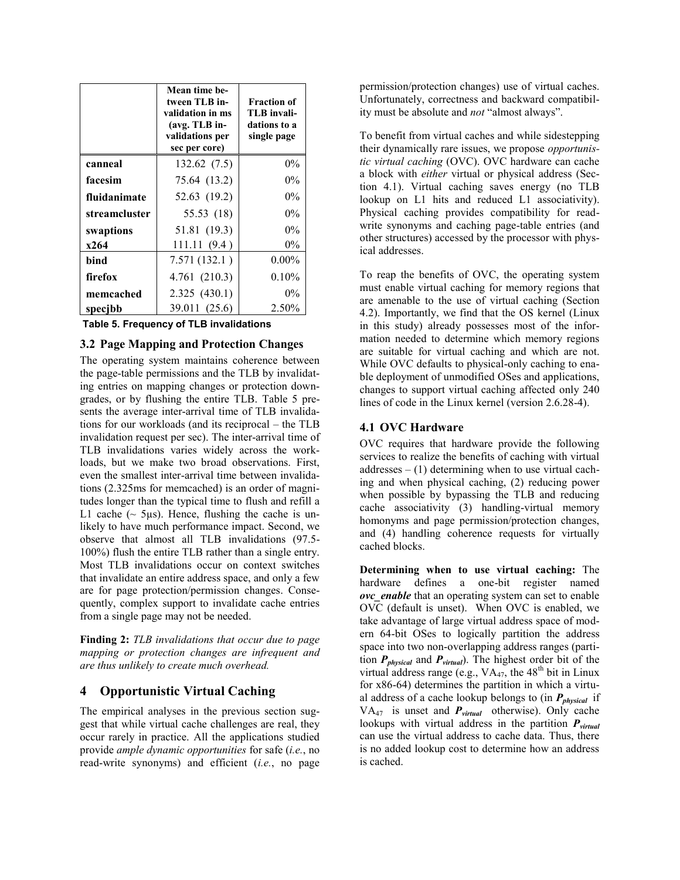| | Mean time between TLB invalidation in ms (avg. TLB invalidations per sec per core) | Fraction of TLB invalidations to a single page |
|---|---|---|
| **canneal** | 132.62 (7.5) | 0% |
| **facesim** | 75.64 (13.2) | 0% |
| **fluidanimate** | 52.63 (19.2) | 0% |
| **streamcluster** | 55.53 (18) | 0% |
| **swaptions** | 51.81 (19.3) | 0% |
| **x264** | 111.11 (9.4 ) | 0% |
| **bind** | 7.571 (132.1 ) | 0.00% |
| **firefox** | 4.761 (210.3) | 0.10% |
| **memcached** | 2.325 (430.1) | 0% |
| **specjbb** | 39.011 (25.6) | 2.50% |

**Table 5. Frequency of TLB invalidations**

### 3.2 Page Mapping and Protection Changes

The operating system maintains coherence between the page-table permissions and the TLB by invalidating entries on mapping changes or protection downgrades, or by flushing the entire TLB. Table 5 presents the average inter-arrival time of TLB invalidations for our workloads (and its reciprocal – the TLB invalidation request per sec). The inter-arrival time of TLB invalidations varies widely across the workloads, but we make two broad observations. First, even the smallest inter-arrival time between invalidations (2.325ms for memcached) is an order of magnitudes longer than the typical time to flush and refill a L1 cache (~ 5μs). Hence, flushing the cache is unlikely to have much performance impact. Second, we observe that almost all TLB invalidations (97.5-100%) flush the entire TLB rather than a single entry. Most TLB invalidations occur on context switches that invalidate an entire address space, and only a few are for page protection/permission changes. Consequently, complex support to invalidate cache entries from a single page may not be needed.

**Finding 2:** *TLB invalidations that occur due to page mapping or protection changes are infrequent and are thus unlikely to create much overhead.*

## 4 Opportunistic Virtual Caching

The empirical analyses in the previous section suggest that while virtual cache challenges are real, they occur rarely in practice. All the applications studied provide *ample dynamic opportunities* for safe (*i.e.*, no read-write synonyms) and efficient (*i.e.*, no page permission/protection changes) use of virtual caches. Unfortunately, correctness and backward compatibility must be absolute and *not* "almost always".

To benefit from virtual caches and while sidestepping their dynamically rare issues, we propose *opportunistic virtual caching* (OVC). OVC hardware can cache a block with *either* virtual or physical address (Section 4.1). Virtual caching saves energy (no TLB lookup on L1 hits and reduced L1 associativity). Physical caching provides compatibility for read-write synonyms and caching page-table entries (and other structures) accessed by the processor with physical addresses.

To reap the benefits of OVC, the operating system must enable virtual caching for memory regions that are amenable to the use of virtual caching (Section 4.2). Importantly, we find that the OS kernel (Linux in this study) already possesses most of the information needed to determine which memory regions are suitable for virtual caching and which are not. While OVC defaults to physical-only caching to enable deployment of unmodified OSes and applications, changes to support virtual caching affected only 240 lines of code in the Linux kernel (version 2.6.28-4).

### 4.1 OVC Hardware

OVC requires that hardware provide the following services to realize the benefits of caching with virtual addresses – (1) determining when to use virtual caching and when physical caching, (2) reducing power when possible by bypassing the TLB and reducing cache associativity (3) handling-virtual memory homonyms and page permission/protection changes, and (4) handling coherence requests for virtually cached blocks.

**Determining when to use virtual caching:** The hardware defines a one-bit register named ***ovc_enable*** that an operating system can set to enable OVC (default is unset). When OVC is enabled, we take advantage of large virtual address space of modern 64-bit OSes to logically partition the address space into two non-overlapping address ranges (partition $P_{physical}$ and $P_{virtual}$). The highest order bit of the virtual address range (e.g., $VA_{47}$, the 48th bit in Linux for x86-64) determines the partition in which a virtual address of a cache lookup belongs to (in $P_{physical}$ if $VA_{47}$ is unset and $P_{virtual}$ otherwise). Only cache lookups with virtual address in the partition $P_{virtual}$ can use the virtual address to cache data. Thus, there is no added lookup cost to determine how an address is cached.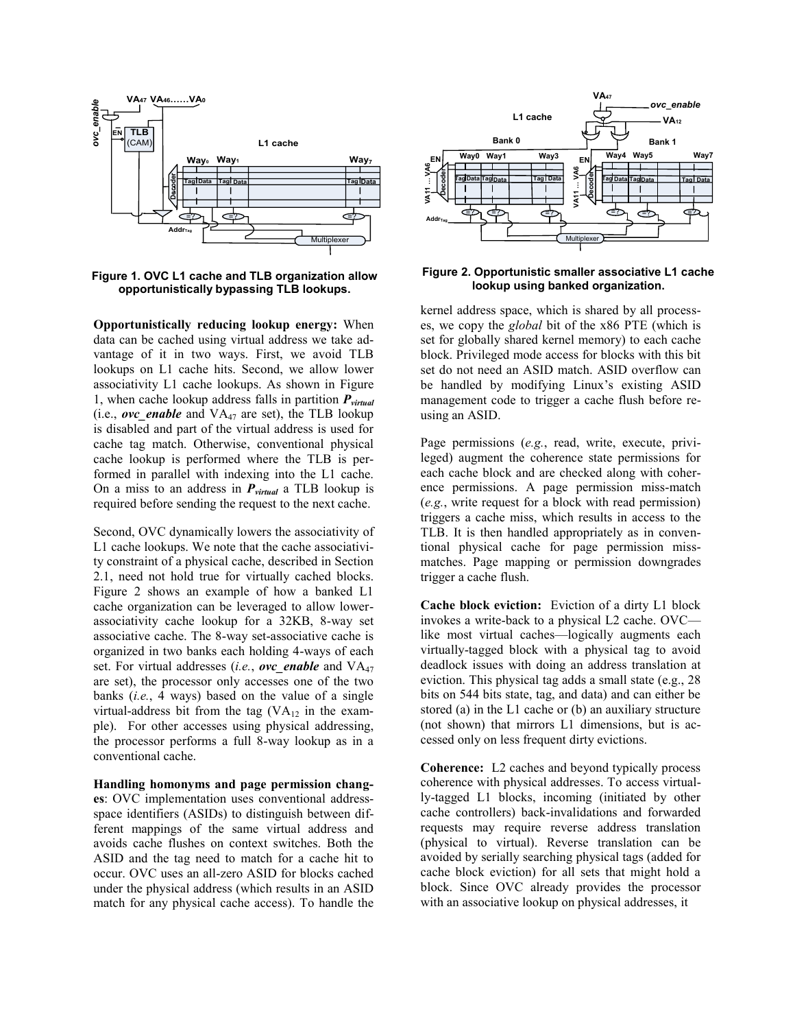Figure 1. OVC L1 cache and TLB organization allow opportunistically bypassing TLB lookups.

Figure 2. Opportunistic smaller associative L1 cache lookup using banked organization.

**Opportunistically reducing lookup energy:** When data can be cached using virtual address we take advantage of it in two ways. First, we avoid TLB lookups on L1 cache hits. Second, we allow lower associativity L1 cache lookups. As shown in Figure 1, when cache lookup address falls in partition $P_{virtual}$ (i.e., ***ovc_enable*** and $VA_{47}$ are set), the TLB lookup is disabled and part of the virtual address is used for cache tag match. Otherwise, conventional physical cache lookup is performed where the TLB is performed in parallel with indexing into the L1 cache. On a miss to an address in $P_{virtual}$ a TLB lookup is required before sending the request to the next cache.

Second, OVC dynamically lowers the associativity of L1 cache lookups. We note that the cache associativity constraint of a physical cache, described in Section 2.1, need not hold true for virtually cached blocks. Figure 2 shows an example of how a banked L1 cache organization can be leveraged to allow lower-associativity cache lookup for a 32KB, 8-way set associative cache. The 8-way set-associative cache is organized in two banks each holding 4-ways of each set. For virtual addresses (*i.e.*, ***ovc_enable*** and $VA_{47}$ are set), the processor only accesses one of the two banks (*i.e.*, 4 ways) based on the value of a single virtual-address bit from the tag ($VA_{12}$ in the example). For other accesses using physical addressing, the processor performs a full 8-way lookup as in a conventional cache.

**Handling homonyms and page permission changes**: OVC implementation uses conventional address-space identifiers (ASIDs) to distinguish between different mappings of the same virtual address and avoids cache flushes on context switches. Both the ASID and the tag need to match for a cache hit to occur. OVC uses an all-zero ASID for blocks cached under the physical address (which results in an ASID match for any physical cache access). To handle the kernel address space, which is shared by all processes, we copy the *global* bit of the x86 PTE (which is set for globally shared kernel memory) to each cache block. Privileged mode access for blocks with this bit set do not need an ASID match. ASID overflow can be handled by modifying Linux's existing ASID management code to trigger a cache flush before re-using an ASID.

Page permissions (*e.g.*, read, write, execute, privileged) augment the coherence state permissions for each cache block and are checked along with coherence permissions. A page permission miss-match (*e.g.*, write request for a block with read permission) triggers a cache miss, which results in access to the TLB. It is then handled appropriately as in conventional physical cache for page permission miss-matches. Page mapping or permission downgrades trigger a cache flush.

**Cache block eviction:** Eviction of a dirty L1 block invokes a write-back to a physical L2 cache. OVC—like most virtual caches—logically augments each virtually-tagged block with a physical tag to avoid deadlock issues with doing an address translation at eviction. This physical tag adds a small state (e.g., 28 bits on 544 bits state, tag, and data) and can either be stored (a) in the L1 cache or (b) an auxiliary structure (not shown) that mirrors L1 dimensions, but is accessed only on less frequent dirty evictions.

**Coherence:** L2 caches and beyond typically process coherence with physical addresses. To access virtually-tagged L1 blocks, incoming (initiated by other cache controllers) back-invalidations and forwarded requests may require reverse address translation (physical to virtual). Reverse translation can be avoided by serially searching physical tags (added for cache block eviction) for all sets that might hold a block. Since OVC already provides the processor with an associative lookup on physical addresses, it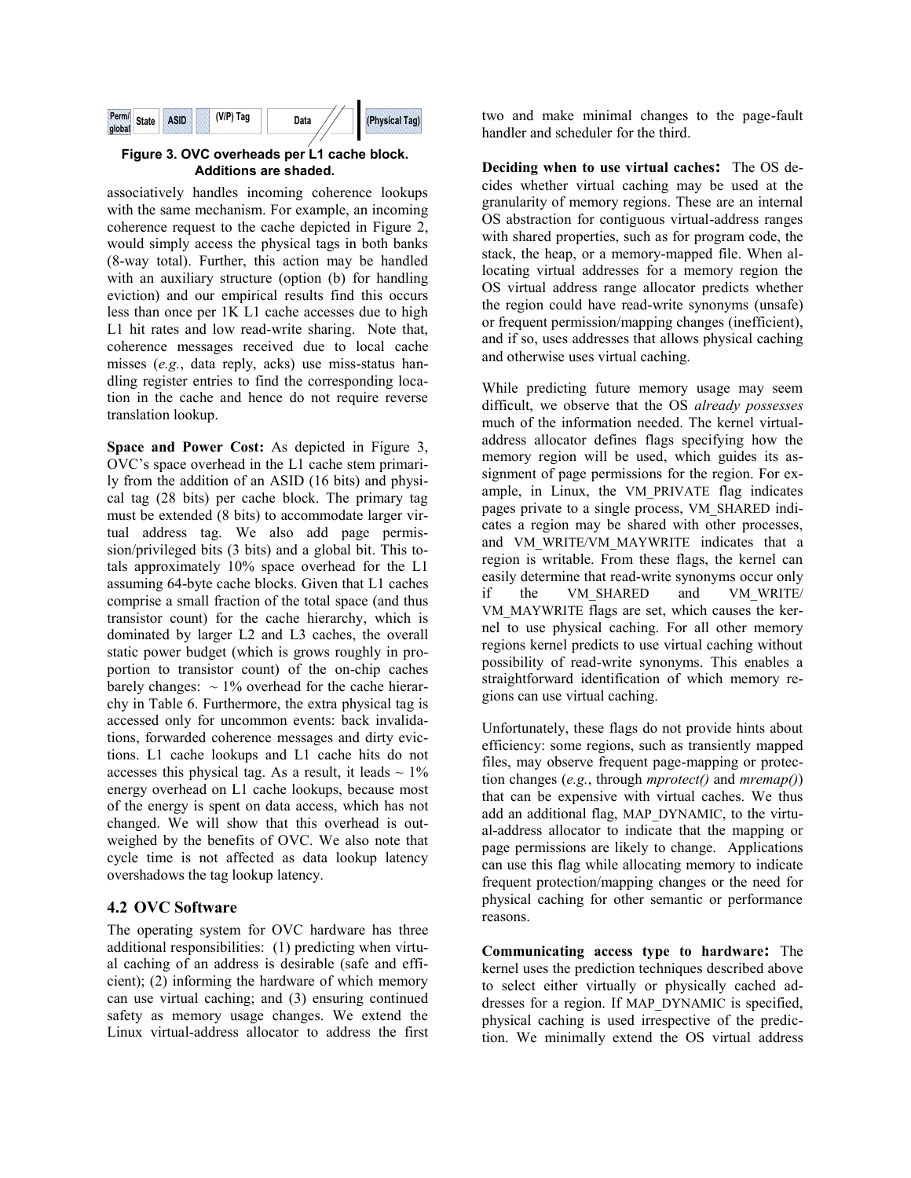| Perm/ global | State | ASID | (V/P) Tag | Data | (Physical Tag) |
|---|---|---|---|---|---|

**Figure 3. OVC overheads per L1 cache block. Additions are shaded.**

associatively handles incoming coherence lookups with the same mechanism. For example, an incoming coherence request to the cache depicted in Figure 2, would simply access the physical tags in both banks (8-way total). Further, this action may be handled with an auxiliary structure (option (b) for handling eviction) and our empirical results find this occurs less than once per 1K L1 cache accesses due to high L1 hit rates and low read-write sharing. Note that, coherence messages received due to local cache misses (*e.g.*, data reply, acks) use miss-status handling register entries to find the corresponding location in the cache and hence do not require reverse translation lookup.

**Space and Power Cost:** As depicted in Figure 3, OVC's space overhead in the L1 cache stem primarily from the addition of an ASID (16 bits) and physical tag (28 bits) per cache block. The primary tag must be extended (8 bits) to accommodate larger virtual address tag. We also add page permission/privileged bits (3 bits) and a global bit. This totals approximately 10% space overhead for the L1 assuming 64-byte cache blocks. Given that L1 caches comprise a small fraction of the total space (and thus transistor count) for the cache hierarchy, which is dominated by larger L2 and L3 caches, the overall static power budget (which is grows roughly in proportion to transistor count) of the on-chip caches barely changes: ~ 1% overhead for the cache hierarchy in Table 6. Furthermore, the extra physical tag is accessed only for uncommon events: back invalidations, forwarded coherence messages and dirty evictions. L1 cache lookups and L1 cache hits do not accesses this physical tag. As a result, it leads ~ 1% energy overhead on L1 cache lookups, because most of the energy is spent on data access, which has not changed. We will show that this overhead is outweighed by the benefits of OVC. We also note that cycle time is not affected as data lookup latency overshadows the tag lookup latency.

## 4.2 OVC Software

The operating system for OVC hardware has three additional responsibilities: (1) predicting when virtual caching of an address is desirable (safe and efficient); (2) informing the hardware of which memory can use virtual caching; and (3) ensuring continued safety as memory usage changes. We extend the Linux virtual-address allocator to address the first two and make minimal changes to the page-fault handler and scheduler for the third.

**Deciding when to use virtual caches:** The OS decides whether virtual caching may be used at the granularity of memory regions. These are an internal OS abstraction for contiguous virtual-address ranges with shared properties, such as for program code, the stack, the heap, or a memory-mapped file. When allocating virtual addresses for a memory region the OS virtual address range allocator predicts whether the region could have read-write synonyms (unsafe) or frequent permission/mapping changes (inefficient), and if so, uses addresses that allows physical caching and otherwise uses virtual caching.

While predicting future memory usage may seem difficult, we observe that the OS *already possesses* much of the information needed. The kernel virtual-address allocator defines flags specifying how the memory region will be used, which guides its assignment of page permissions for the region. For example, in Linux, the VM_PRIVATE flag indicates pages private to a single process, VM_SHARED indicates a region may be shared with other processes, and VM_WRITE/VM_MAYWRITE indicates that a region is writable. From these flags, the kernel can easily determine that read-write synonyms occur only if the VM_SHARED and VM_WRITE/ VM_MAYWRITE flags are set, which causes the kernel to use physical caching. For all other memory regions kernel predicts to use virtual caching without possibility of read-write synonyms. This enables a straightforward identification of which memory regions can use virtual caching.

Unfortunately, these flags do not provide hints about efficiency: some regions, such as transiently mapped files, may observe frequent page-mapping or protection changes (*e.g.*, through *mprotect()* and *mremap()*) that can be expensive with virtual caches. We thus add an additional flag, MAP_DYNAMIC, to the virtual-address allocator to indicate that the mapping or page permissions are likely to change. Applications can use this flag while allocating memory to indicate frequent protection/mapping changes or the need for physical caching for other semantic or performance reasons.

**Communicating access type to hardware:** The kernel uses the prediction techniques described above to select either virtually or physically cached addresses for a region. If MAP_DYNAMIC is specified, physical caching is used irrespective of the prediction. We minimally extend the OS virtual address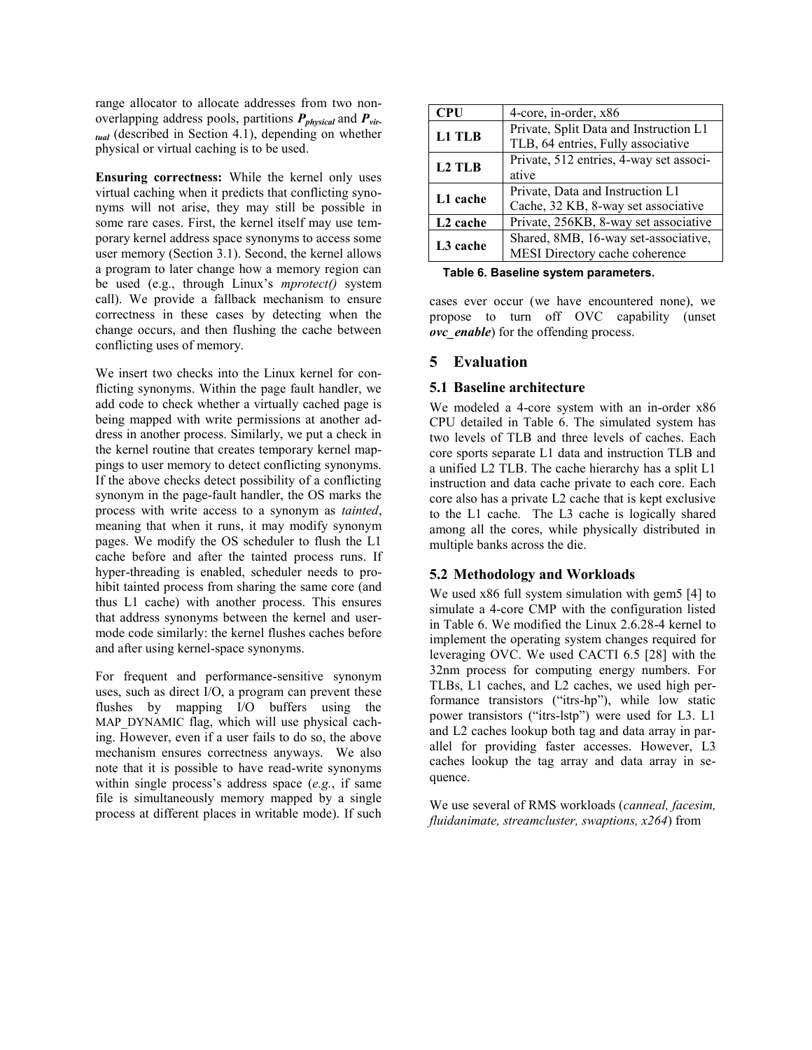range allocator to allocate addresses from two non-overlapping address pools, partitions $\boldsymbol{P_{physical}}$ and $\boldsymbol{P_{virtual}}$ (described in Section 4.1), depending on whether physical or virtual caching is to be used.

**Ensuring correctness:** While the kernel only uses virtual caching when it predicts that conflicting synonyms will not arise, they may still be possible in some rare cases. First, the kernel itself may use temporary kernel address space synonyms to access some user memory (Section 3.1). Second, the kernel allows a program to later change how a memory region can be used (e.g., through Linux's *mprotect()* system call). We provide a fallback mechanism to ensure correctness in these cases by detecting when the change occurs, and then flushing the cache between conflicting uses of memory.

We insert two checks into the Linux kernel for conflicting synonyms. Within the page fault handler, we add code to check whether a virtually cached page is being mapped with write permissions at another address in another process. Similarly, we put a check in the kernel routine that creates temporary kernel mappings to user memory to detect conflicting synonyms. If the above checks detect possibility of a conflicting synonym in the page-fault handler, the OS marks the process with write access to a synonym as *tainted*, meaning that when it runs, it may modify synonym pages. We modify the OS scheduler to flush the L1 cache before and after the tainted process runs. If hyper-threading is enabled, scheduler needs to prohibit tainted process from sharing the same core (and thus L1 cache) with another process. This ensures that address synonyms between the kernel and user-mode code similarly: the kernel flushes caches before and after using kernel-space synonyms.

For frequent and performance-sensitive synonym uses, such as direct I/O, a program can prevent these flushes by mapping I/O buffers using the MAP_DYNAMIC flag, which will use physical caching. However, even if a user fails to do so, the above mechanism ensures correctness anyways. We also note that it is possible to have read-write synonyms within single process's address space (*e.g.*, if same file is simultaneously memory mapped by a single process at different places in writable mode). If such cases ever occur (we have encountered none), we propose to turn off OVC capability (unset ***ovc_enable***) for the offending process.

| **CPU** | 4-core, in-order, x86 |
|---|---|
| **L1 TLB** | Private, Split Data and Instruction L1 TLB, 64 entries, Fully associative |
| **L2 TLB** | Private, 512 entries, 4-way set associative |
| **L1 cache** | Private, Data and Instruction L1 Cache, 32 KB, 8-way set associative |
| **L2 cache** | Private, 256KB, 8-way set associative |
| **L3 cache** | Shared, 8MB, 16-way set-associative, MESI Directory cache coherence |

**Table 6. Baseline system parameters.**

## 5 Evaluation

### 5.1 Baseline architecture

We modeled a 4-core system with an in-order x86 CPU detailed in Table 6. The simulated system has two levels of TLB and three levels of caches. Each core sports separate L1 data and instruction TLB and a unified L2 TLB. The cache hierarchy has a split L1 instruction and data cache private to each core. Each core also has a private L2 cache that is kept exclusive to the L1 cache. The L3 cache is logically shared among all the cores, while physically distributed in multiple banks across the die.

### 5.2 Methodology and Workloads

We used x86 full system simulation with gem5 [4] to simulate a 4-core CMP with the configuration listed in Table 6. We modified the Linux 2.6.28-4 kernel to implement the operating system changes required for leveraging OVC. We used CACTI 6.5 [28] with the 32nm process for computing energy numbers. For TLBs, L1 caches, and L2 caches, we used high performance transistors ("itrs-hp"), while low static power transistors ("itrs-lstp") were used for L3. L1 and L2 caches lookup both tag and data array in parallel for providing faster accesses. However, L3 caches lookup the tag array and data array in sequence.

We use several of RMS workloads (*canneal, facesim, fluidanimate, streamcluster, swaptions, x264*) from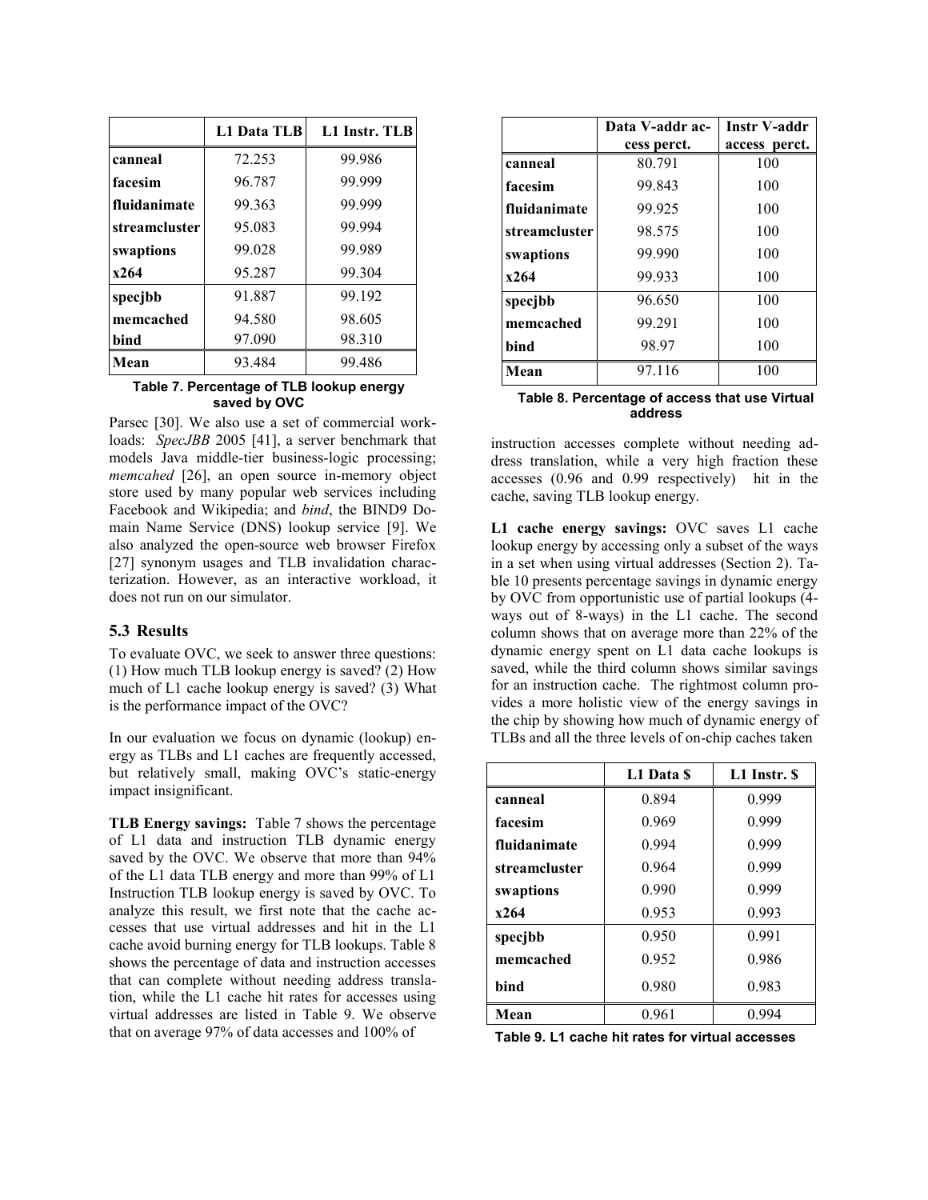|  | L1 Data TLB | L1 Instr. TLB |
| --- | --- | --- |
| canneal | 72.253 | 99.986 |
| facesim | 96.787 | 99.999 |
| fluidanimate | 99.363 | 99.999 |
| streamcluster | 95.083 | 99.994 |
| swaptions | 99.028 | 99.989 |
| x264 | 95.287 | 99.304 |
| specjbb | 91.887 | 99.192 |
| memcached | 94.580 | 98.605 |
| bind | 97.090 | 98.310 |
| Mean | 93.484 | 99.486 |

**Table 7. Percentage of TLB lookup energy saved by OVC**

Parsec [30]. We also use a set of commercial workloads: *SpecJBB* 2005 [41], a server benchmark that models Java middle-tier business-logic processing; *memcahed* [26], an open source in-memory object store used by many popular web services including Facebook and Wikipedia; and *bind*, the BIND9 Domain Name Service (DNS) lookup service [9]. We also analyzed the open-source web browser Firefox [27] synonym usages and TLB invalidation characterization. However, as an interactive workload, it does not run on our simulator.

## 5.3 Results

To evaluate OVC, we seek to answer three questions: (1) How much TLB lookup energy is saved? (2) How much of L1 cache lookup energy is saved? (3) What is the performance impact of the OVC?

In our evaluation we focus on dynamic (lookup) energy as TLBs and L1 caches are frequently accessed, but relatively small, making OVC's static-energy impact insignificant.

**TLB Energy savings:** Table 7 shows the percentage of L1 data and instruction TLB dynamic energy saved by the OVC. We observe that more than 94% of the L1 data TLB energy and more than 99% of L1 Instruction TLB lookup energy is saved by OVC. To analyze this result, we first note that the cache accesses that use virtual addresses and hit in the L1 cache avoid burning energy for TLB lookups. Table 8 shows the percentage of data and instruction accesses that can complete without needing address translation, while the L1 cache hit rates for accesses using virtual addresses are listed in Table 9. We observe that on average 97% of data accesses and 100% of instruction accesses complete without needing address translation, while a very high fraction these accesses (0.96 and 0.99 respectively) hit in the cache, saving TLB lookup energy.

|  | Data V-addr access perct. | Instr V-addr access perct. |
| --- | --- | --- |
| canneal | 80.791 | 100 |
| facesim | 99.843 | 100 |
| fluidanimate | 99.925 | 100 |
| streamcluster | 98.575 | 100 |
| swaptions | 99.990 | 100 |
| x264 | 99.933 | 100 |
| specjbb | 96.650 | 100 |
| memcached | 99.291 | 100 |
| bind | 98.97 | 100 |
| Mean | 97.116 | 100 |

**Table 8. Percentage of access that use Virtual address**

**L1 cache energy savings:** OVC saves L1 cache lookup energy by accessing only a subset of the ways in a set when using virtual addresses (Section 2). Table 10 presents percentage savings in dynamic energy by OVC from opportunistic use of partial lookups (4-ways out of 8-ways) in the L1 cache. The second column shows that on average more than 22% of the dynamic energy spent on L1 data cache lookups is saved, while the third column shows similar savings for an instruction cache. The rightmost column provides a more holistic view of the energy savings in the chip by showing how much of dynamic energy of TLBs and all the three levels of on-chip caches taken

|  | L1 Data $ | L1 Instr. $ |
| --- | --- | --- |
| canneal | 0.894 | 0.999 |
| facesim | 0.969 | 0.999 |
| fluidanimate | 0.994 | 0.999 |
| streamcluster | 0.964 | 0.999 |
| swaptions | 0.990 | 0.999 |
| x264 | 0.953 | 0.993 |
| specjbb | 0.950 | 0.991 |
| memcached | 0.952 | 0.986 |
| bind | 0.980 | 0.983 |
| Mean | 0.961 | 0.994 |

**Table 9. L1 cache hit rates for virtual accesses**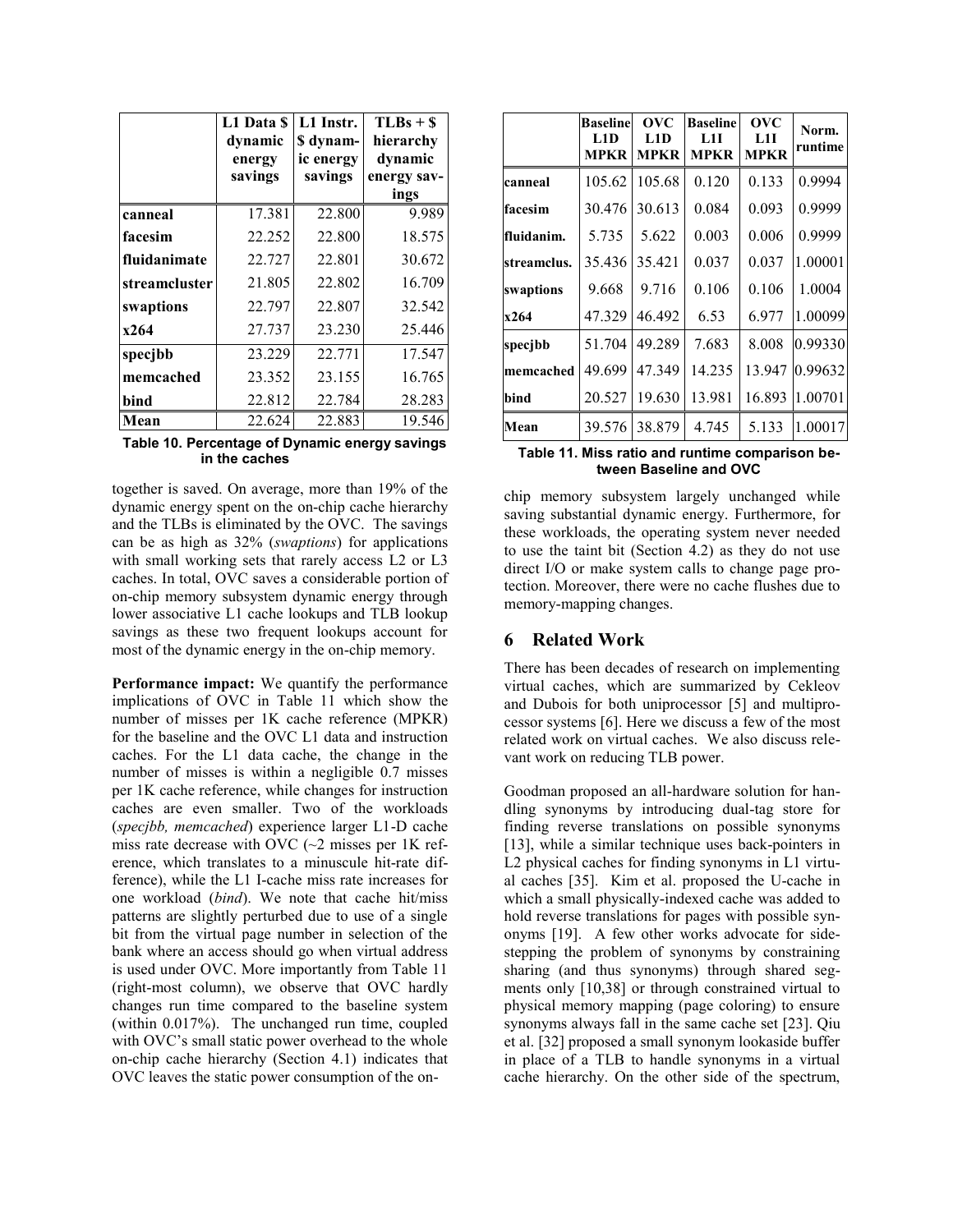| | L1 Data $ dynamic energy savings | L1 Instr. $ dynamic energy savings | TLBs + $ hierarchy dynamic energy savings |
|---|---|---|---|
| **canneal** | 17.381 | 22.800 | 9.989 |
| **facesim** | 22.252 | 22.800 | 18.575 |
| **fluidanimate** | 22.727 | 22.801 | 30.672 |
| **streamcluster** | 21.805 | 22.802 | 16.709 |
| **swaptions** | 22.797 | 22.807 | 32.542 |
| **x264** | 27.737 | 23.230 | 25.446 |
| **specjbb** | 23.229 | 22.771 | 17.547 |
| **memcached** | 23.352 | 23.155 | 16.765 |
| **bind** | 22.812 | 22.784 | 28.283 |
| **Mean** | 22.624 | 22.883 | 19.546 |

**Table 10. Percentage of Dynamic energy savings in the caches**

together is saved. On average, more than 19% of the dynamic energy spent on the on-chip cache hierarchy and the TLBs is eliminated by the OVC. The savings can be as high as 32% (*swaptions*) for applications with small working sets that rarely access L2 or L3 caches. In total, OVC saves a considerable portion of on-chip memory subsystem dynamic energy through lower associative L1 cache lookups and TLB lookup savings as these two frequent lookups account for most of the dynamic energy in the on-chip memory.

**Performance impact:** We quantify the performance implications of OVC in Table 11 which show the number of misses per 1K cache reference (MPKR) for the baseline and the OVC L1 data and instruction caches. For the L1 data cache, the change in the number of misses is within a negligible 0.7 misses per 1K cache reference, while changes for instruction caches are even smaller. Two of the workloads (*specjbb, memcached*) experience larger L1-D cache miss rate decrease with OVC (~2 misses per 1K reference, which translates to a minuscule hit-rate difference), while the L1 I-cache miss rate increases for one workload (*bind*). We note that cache hit/miss patterns are slightly perturbed due to use of a single bit from the virtual page number in selection of the bank where an access should go when virtual address is used under OVC. More importantly from Table 11 (right-most column), we observe that OVC hardly changes run time compared to the baseline system (within 0.017%). The unchanged run time, coupled with OVC's small static power overhead to the whole on-chip cache hierarchy (Section 4.1) indicates that OVC leaves the static power consumption of the on-chip memory subsystem largely unchanged while saving substantial dynamic energy. Furthermore, for these workloads, the operating system never needed to use the taint bit (Section 4.2) as they do not use direct I/O or make system calls to change page protection. Moreover, there were no cache flushes due to memory-mapping changes.

| | Baseline L1D MPKR | OVC L1D MPKR | Baseline L1I MPKR | OVC L1I MPKR | Norm. runtime |
|---|---|---|---|---|---|
| **canneal** | 105.62 | 105.68 | 0.120 | 0.133 | 0.9994 |
| **facesim** | 30.476 | 30.613 | 0.084 | 0.093 | 0.9999 |
| **fluidanim.** | 5.735 | 5.622 | 0.003 | 0.006 | 0.9999 |
| **streamclus.** | 35.436 | 35.421 | 0.037 | 0.037 | 1.00001 |
| **swaptions** | 9.668 | 9.716 | 0.106 | 0.106 | 1.0004 |
| **x264** | 47.329 | 46.492 | 6.53 | 6.977 | 1.00099 |
| **specjbb** | 51.704 | 49.289 | 7.683 | 8.008 | 0.99330 |
| **memcached** | 49.699 | 47.349 | 14.235 | 13.947 | 0.99632 |
| **bind** | 20.527 | 19.630 | 13.981 | 16.893 | 1.00701 |
| **Mean** | 39.576 | 38.879 | 4.745 | 5.133 | 1.00017 |

**Table 11. Miss ratio and runtime comparison between Baseline and OVC**

## 6 Related Work

There has been decades of research on implementing virtual caches, which are summarized by Cekleov and Dubois for both uniprocessor [5] and multiprocessor systems [6]. Here we discuss a few of the most related work on virtual caches. We also discuss relevant work on reducing TLB power.

Goodman proposed an all-hardware solution for handling synonyms by introducing dual-tag store for finding reverse translations on possible synonyms [13], while a similar technique uses back-pointers in L2 physical caches for finding synonyms in L1 virtual caches [35]. Kim et al. proposed the U-cache in which a small physically-indexed cache was added to hold reverse translations for pages with possible synonyms [19]. A few other works advocate for sidestepping the problem of synonyms by constraining sharing (and thus synonyms) through shared segments only [10,38] or through constrained virtual to physical memory mapping (page coloring) to ensure synonyms always fall in the same cache set [23]. Qiu et al. [32] proposed a small synonym lookaside buffer in place of a TLB to handle synonyms in a virtual cache hierarchy. On the other side of the spectrum,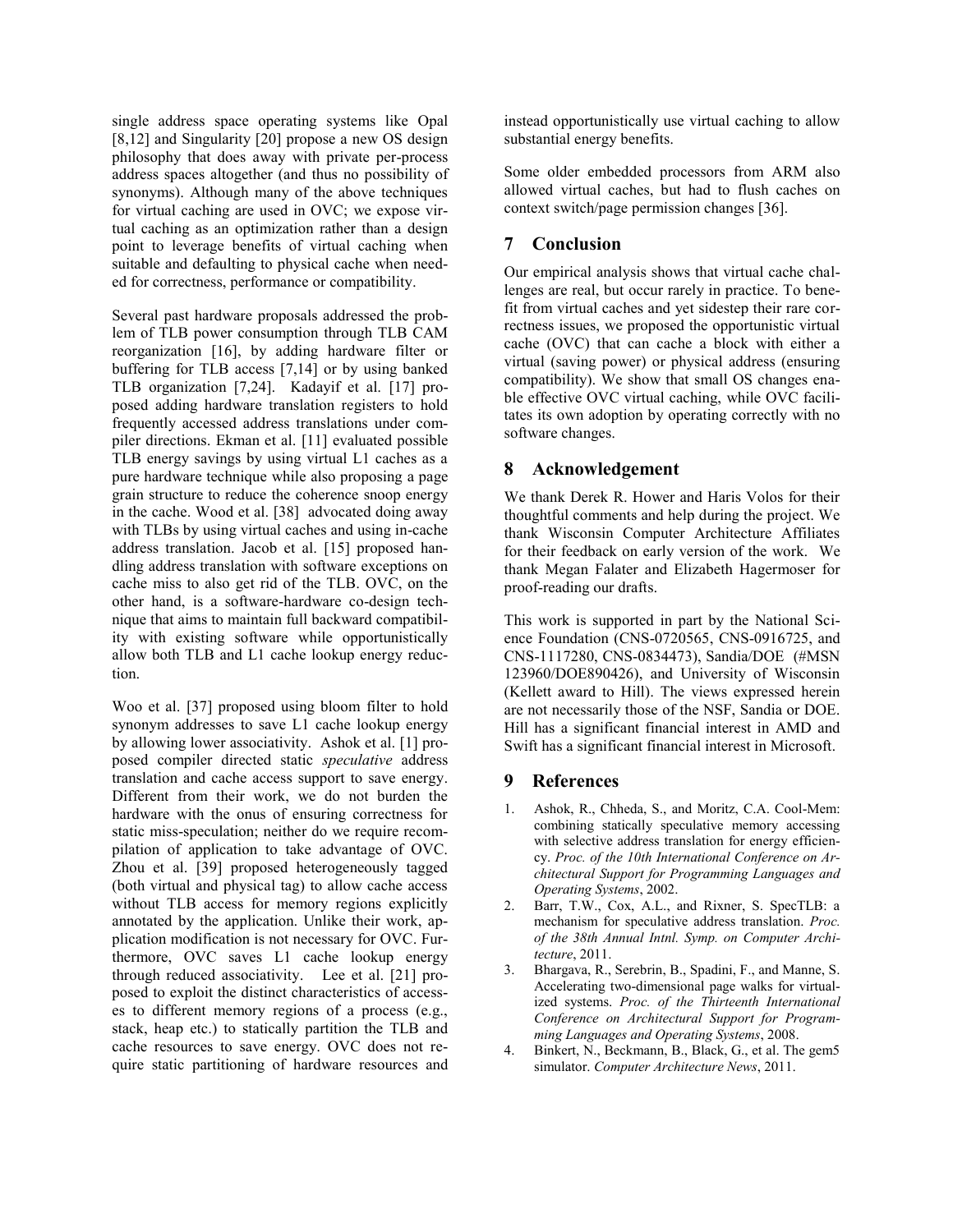single address space operating systems like Opal [8,12] and Singularity [20] propose a new OS design philosophy that does away with private per-process address spaces altogether (and thus no possibility of synonyms). Although many of the above techniques for virtual caching are used in OVC; we expose virtual caching as an optimization rather than a design point to leverage benefits of virtual caching when suitable and defaulting to physical cache when needed for correctness, performance or compatibility.

Several past hardware proposals addressed the problem of TLB power consumption through TLB CAM reorganization [16], by adding hardware filter or buffering for TLB access [7,14] or by using banked TLB organization [7,24]. Kadayif et al. [17] proposed adding hardware translation registers to hold frequently accessed address translations under compiler directions. Ekman et al. [11] evaluated possible TLB energy savings by using virtual L1 caches as a pure hardware technique while also proposing a page grain structure to reduce the coherence snoop energy in the cache. Wood et al. [38] advocated doing away with TLBs by using virtual caches and using in-cache address translation. Jacob et al. [15] proposed handling address translation with software exceptions on cache miss to also get rid of the TLB. OVC, on the other hand, is a software-hardware co-design technique that aims to maintain full backward compatibility with existing software while opportunistically allow both TLB and L1 cache lookup energy reduction.

Woo et al. [37] proposed using bloom filter to hold synonym addresses to save L1 cache lookup energy by allowing lower associativity. Ashok et al. [1] proposed compiler directed static *speculative* address translation and cache access support to save energy. Different from their work, we do not burden the hardware with the onus of ensuring correctness for static miss-speculation; neither do we require recompilation of application to take advantage of OVC. Zhou et al. [39] proposed heterogeneously tagged (both virtual and physical tag) to allow cache access without TLB access for memory regions explicitly annotated by the application. Unlike their work, application modification is not necessary for OVC. Furthermore, OVC saves L1 cache lookup energy through reduced associativity. Lee et al. [21] proposed to exploit the distinct characteristics of accesses to different memory regions of a process (e.g., stack, heap etc.) to statically partition the TLB and cache resources to save energy. OVC does not require static partitioning of hardware resources and instead opportunistically use virtual caching to allow substantial energy benefits.

Some older embedded processors from ARM also allowed virtual caches, but had to flush caches on context switch/page permission changes [36].

## 7 Conclusion

Our empirical analysis shows that virtual cache challenges are real, but occur rarely in practice. To benefit from virtual caches and yet sidestep their rare correctness issues, we proposed the opportunistic virtual cache (OVC) that can cache a block with either a virtual (saving power) or physical address (ensuring compatibility). We show that small OS changes enable effective OVC virtual caching, while OVC facilitates its own adoption by operating correctly with no software changes.

## 8 Acknowledgement

We thank Derek R. Hower and Haris Volos for their thoughtful comments and help during the project. We thank Wisconsin Computer Architecture Affiliates for their feedback on early version of the work. We thank Megan Falater and Elizabeth Hagermoser for proof-reading our drafts.

This work is supported in part by the National Science Foundation (CNS-0720565, CNS-0916725, and CNS-1117280, CNS-0834473), Sandia/DOE (#MSN 123960/DOE890426), and University of Wisconsin (Kellett award to Hill). The views expressed herein are not necessarily those of the NSF, Sandia or DOE. Hill has a significant financial interest in AMD and Swift has a significant financial interest in Microsoft.

## 9 References

1. Ashok, R., Chheda, S., and Moritz, C.A. Cool-Mem: combining statically speculative memory accessing with selective address translation for energy efficiency. *Proc. of the 10th International Conference on Architectural Support for Programming Languages and Operating Systems*, 2002.
2. Barr, T.W., Cox, A.L., and Rixner, S. SpecTLB: a mechanism for speculative address translation. *Proc. of the 38th Annual Intnl. Symp. on Computer Architecture*, 2011.
3. Bhargava, R., Serebrin, B., Spadini, F., and Manne, S. Accelerating two-dimensional page walks for virtualized systems. *Proc. of the Thirteenth International Conference on Architectural Support for Programming Languages and Operating Systems*, 2008.
4. Binkert, N., Beckmann, B., Black, G., et al. The gem5 simulator. *Computer Architecture News*, 2011.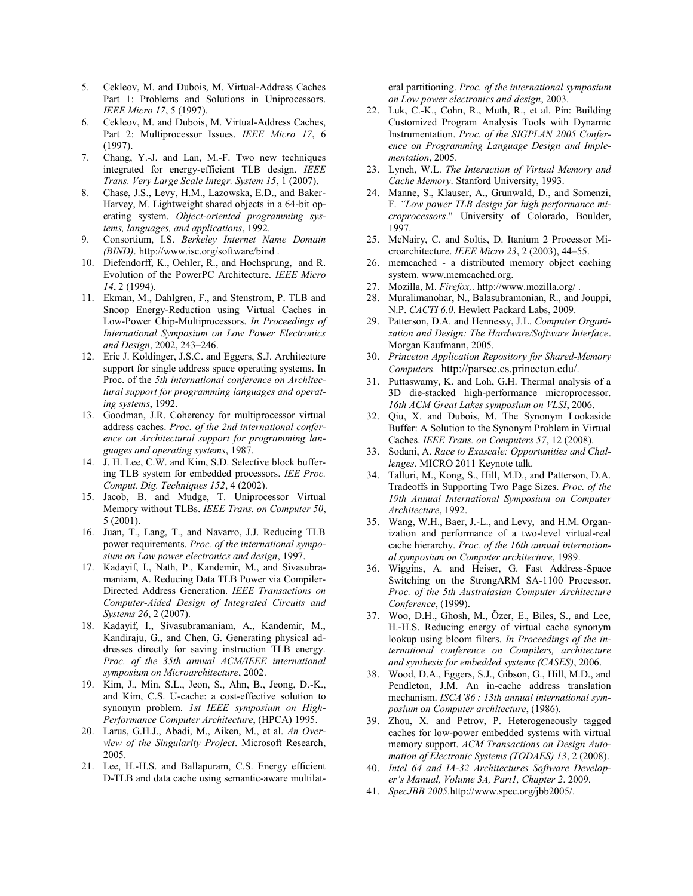5. Cekleov, M. and Dubois, M. Virtual-Address Caches Part 1: Problems and Solutions in Uniprocessors. *IEEE Micro 17*, 5 (1997).
6. Cekleov, M. and Dubois, M. Virtual-Address Caches, Part 2: Multiprocessor Issues. *IEEE Micro 17*, 6 (1997).
7. Chang, Y.-J. and Lan, M.-F. Two new techniques integrated for energy-efficient TLB design. *IEEE Trans. Very Large Scale Integr. System 15*, 1 (2007).
8. Chase, J.S., Levy, H.M., Lazowska, E.D., and Baker-Harvey, M. Lightweight shared objects in a 64-bit operating system. *Object-oriented programming systems, languages, and applications*, 1992.
9. Consortium, I.S. *Berkeley Internet Name Domain (BIND)*. http://www.isc.org/software/bind .
10. Diefendorff, K., Oehler, R., and Hochsprung, and R. Evolution of the PowerPC Architecture. *IEEE Micro 14*, 2 (1994).
11. Ekman, M., Dahlgren, F., and Stenstrom, P. TLB and Snoop Energy-Reduction using Virtual Caches in Low-Power Chip-Multiprocessors. *In Proceedings of International Symposium on Low Power Electronics and Design*, 2002, 243–246.
12. Eric J. Koldinger, J.S.C. and Eggers, S.J. Architecture support for single address space operating systems. In Proc. of the *5th international conference on Architectural support for programming languages and operating systems*, 1992.
13. Goodman, J.R. Coherency for multiprocessor virtual address caches. *Proc. of the 2nd international conference on Architectural support for programming languages and operating systems*, 1987.
14. J. H. Lee, C.W. and Kim, S.D. Selective block buffering TLB system for embedded processors. *IEE Proc. Comput. Dig. Techniques 152*, 4 (2002).
15. Jacob, B. and Mudge, T. Uniprocessor Virtual Memory without TLBs. *IEEE Trans. on Computer 50*, 5 (2001).
16. Juan, T., Lang, T., and Navarro, J.J. Reducing TLB power requirements. *Proc. of the international symposium on Low power electronics and design*, 1997.
17. Kadayif, I., Nath, P., Kandemir, M., and Sivasubramaniam, A. Reducing Data TLB Power via Compiler-Directed Address Generation. *IEEE Transactions on Computer-Aided Design of Integrated Circuits and Systems 26*, 2 (2007).
18. Kadayif, I., Sivasubramaniam, A., Kandemir, M., Kandiraju, G., and Chen, G. Generating physical addresses directly for saving instruction TLB energy. *Proc. of the 35th annual ACM/IEEE international symposium on Microarchitecture*, 2002.
19. Kim, J., Min, S.L., Jeon, S., Ahn, B., Jeong, D.-K., and Kim, C.S. U-cache: a cost-effective solution to synonym problem. *1st IEEE symposium on High-Performance Computer Architecture*, (HPCA) 1995.
20. Larus, G.H.J., Abadi, M., Aiken, M., et al. *An Overview of the Singularity Project*. Microsoft Research, 2005.
21. Lee, H.-H.S. and Ballapuram, C.S. Energy efficient D-TLB and data cache using semantic-aware multilateral partitioning. *Proc. of the international symposium on Low power electronics and design*, 2003.
22. Luk, C.-K., Cohn, R., Muth, R., et al. Pin: Building Customized Program Analysis Tools with Dynamic Instrumentation. *Proc. of the SIGPLAN 2005 Conference on Programming Language Design and Implementation*, 2005.
23. Lynch, W.L. *The Interaction of Virtual Memory and Cache Memory*. Stanford University, 1993.
24. Manne, S., Klauser, A., Grunwald, D., and Somenzi, F. *"Low power TLB design for high performance microprocessors*." University of Colorado, Boulder, 1997.
25. McNairy, C. and Soltis, D. Itanium 2 Processor Microarchitecture. *IEEE Micro 23*, 2 (2003), 44–55.
26. memcached - a distributed memory object caching system. www.memcached.org.
27. Mozilla, M. *Firefox,*. http://www.mozilla.org/ .
28. Muralimanohar, N., Balasubramonian, R., and Jouppi, N.P. *CACTI 6.0*. Hewlett Packard Labs, 2009.
29. Patterson, D.A. and Hennessy, J.L. *Computer Organization and Design: The Hardware/Software Interface*. Morgan Kaufmann, 2005.
30. *Princeton Application Repository for Shared-Memory Computers.* http://parsec.cs.princeton.edu/.
31. Puttaswamy, K. and Loh, G.H. Thermal analysis of a 3D die-stacked high-performance microprocessor. *16th ACM Great Lakes symposium on VLSI*, 2006.
32. Qiu, X. and Dubois, M. The Synonym Lookaside Buffer: A Solution to the Synonym Problem in Virtual Caches. *IEEE Trans. on Computers 57*, 12 (2008).
33. Sodani, A. *Race to Exascale: Opportunities and Challenges*. MICRO 2011 Keynote talk.
34. Talluri, M., Kong, S., Hill, M.D., and Patterson, D.A. Tradeoffs in Supporting Two Page Sizes. *Proc. of the 19th Annual International Symposium on Computer Architecture*, 1992.
35. Wang, W.H., Baer, J.-L., and Levy, and H.M. Organization and performance of a two-level virtual-real cache hierarchy. *Proc. of the 16th annual international symposium on Computer architecture*, 1989.
36. Wiggins, A. and Heiser, G. Fast Address-Space Switching on the StrongARM SA-1100 Processor. *Proc. of the 5th Australasian Computer Architecture Conference*, (1999).
37. Woo, D.H., Ghosh, M., Özer, E., Biles, S., and Lee, H.-H.S. Reducing energy of virtual cache synonym lookup using bloom filters. *In Proceedings of the international conference on Compilers, architecture and synthesis for embedded systems (CASES)*, 2006.
38. Wood, D.A., Eggers, S.J., Gibson, G., Hill, M.D., and Pendleton, J.M. An in-cache address translation mechanism. *ISCA'86 : 13th annual international symposium on Computer architecture*, (1986).
39. Zhou, X. and Petrov, P. Heterogeneously tagged caches for low-power embedded systems with virtual memory support. *ACM Transactions on Design Automation of Electronic Systems (TODAES) 13*, 2 (2008).
40. *Intel 64 and IA-32 Architectures Software Developer's Manual, Volume 3A, Part1, Chapter 2*. 2009.
41. *SpecJBB 2005*.http://www.spec.org/jbb2005/.